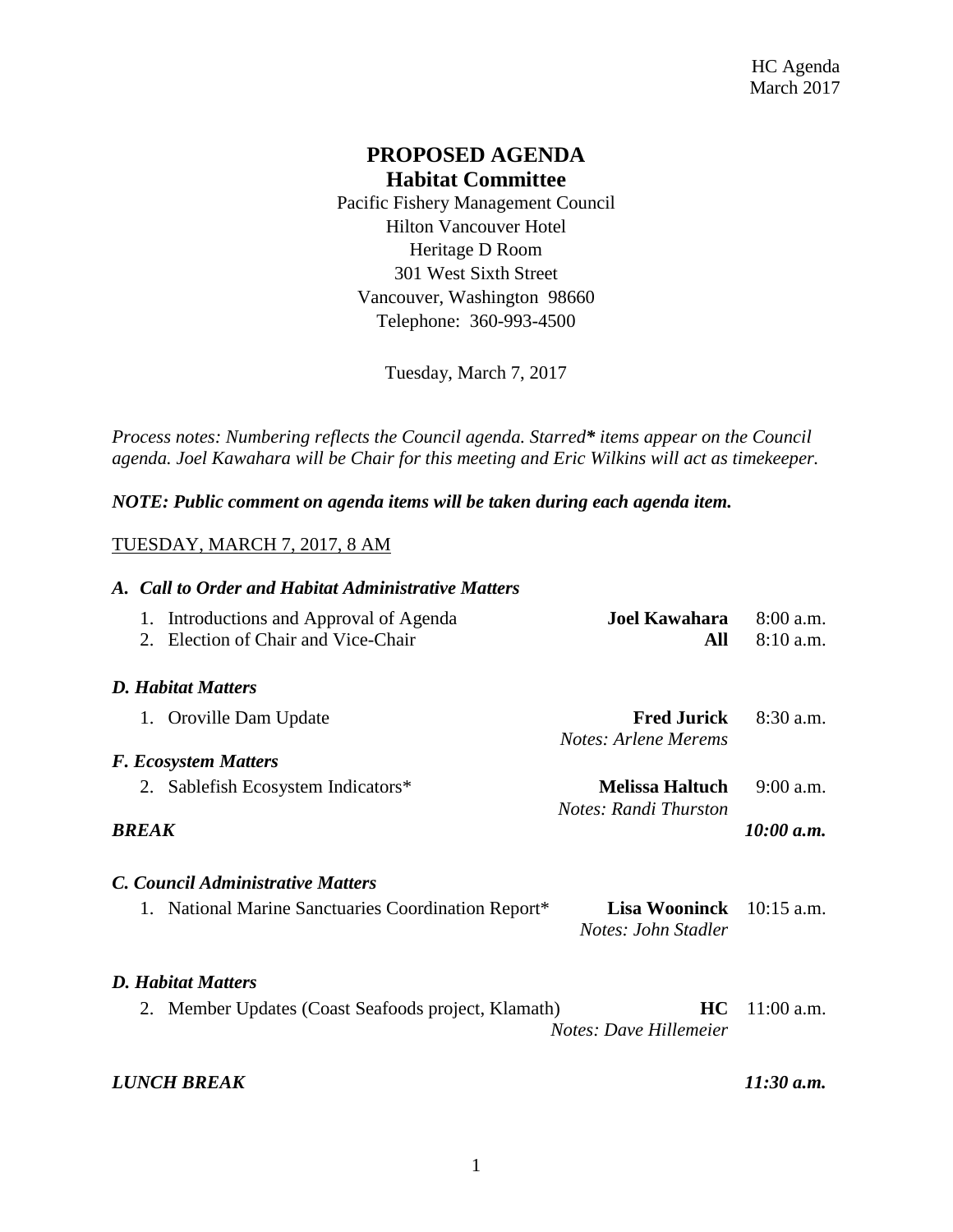# PROPOSED AGENDA

## Habitat Committee

Pacific Fishery Management Council
Hilton Vancouver Hotel
Heritage D Room
301 West Sixth Street
Vancouver, Washington 98660
Telephone: 360-993-4500

Tuesday, March 7, 2017

*Process notes: Numbering reflects the Council agenda. Starred* items appear on the Council agenda. Joel Kawahara will be Chair for this meeting and Eric Wilkins will act as timekeeper.*

***NOTE: Public comment on agenda items will be taken during each agenda item.***

TUESDAY, MARCH 7, 2017, 8 AM

### *A. Call to Order and Habitat Administrative Matters*

1. Introductions and Approval of Agenda — **Joel Kawahara** — 8:00 a.m.
2. Election of Chair and Vice-Chair — **All** — 8:10 a.m.

### *D. Habitat Matters*

1. Oroville Dam Update — **Fred Jurick** — 8:30 a.m.
   *Notes: Arlene Merems*

### *F. Ecosystem Matters*

2. Sablefish Ecosystem Indicators* — **Melissa Haltuch** — 9:00 a.m.
   *Notes: Randi Thurston*

***BREAK*** — ***10:00 a.m.***

### *C. Council Administrative Matters*

1. National Marine Sanctuaries Coordination Report* — **Lisa Wooninck** — 10:15 a.m.
   *Notes: John Stadler*

### *D. Habitat Matters*

2. Member Updates (Coast Seafoods project, Klamath) — **HC** — 11:00 a.m.
   *Notes: Dave Hillemeier*

***LUNCH BREAK*** — ***11:30 a.m.***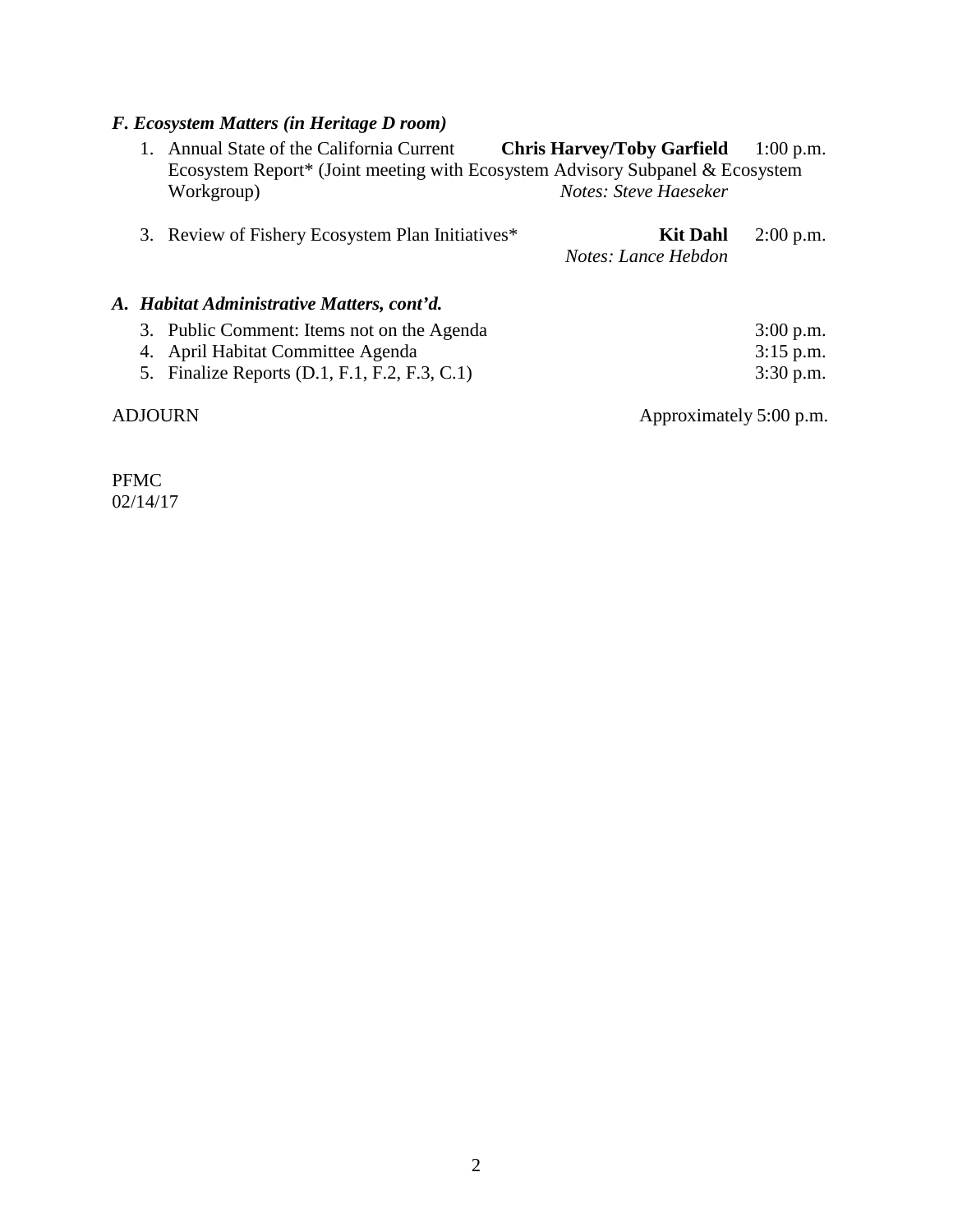### *F. Ecosystem Matters (in Heritage D room)*

1. Annual State of the California Current Ecosystem Report* (Joint meeting with Ecosystem Advisory Subpanel & Ecosystem Workgroup) — **Chris Harvey/Toby Garfield** — 1:00 p.m.
   *Notes: Steve Haeseker*

3. Review of Fishery Ecosystem Plan Initiatives* — **Kit Dahl** — 2:00 p.m.
   *Notes: Lance Hebdon*

### *A. Habitat Administrative Matters, cont'd.*

3. Public Comment: Items not on the Agenda — 3:00 p.m.
4. April Habitat Committee Agenda — 3:15 p.m.
5. Finalize Reports (D.1, F.1, F.2, F.3, C.1) — 3:30 p.m.

ADJOURN — Approximately 5:00 p.m.

PFMC
02/14/17